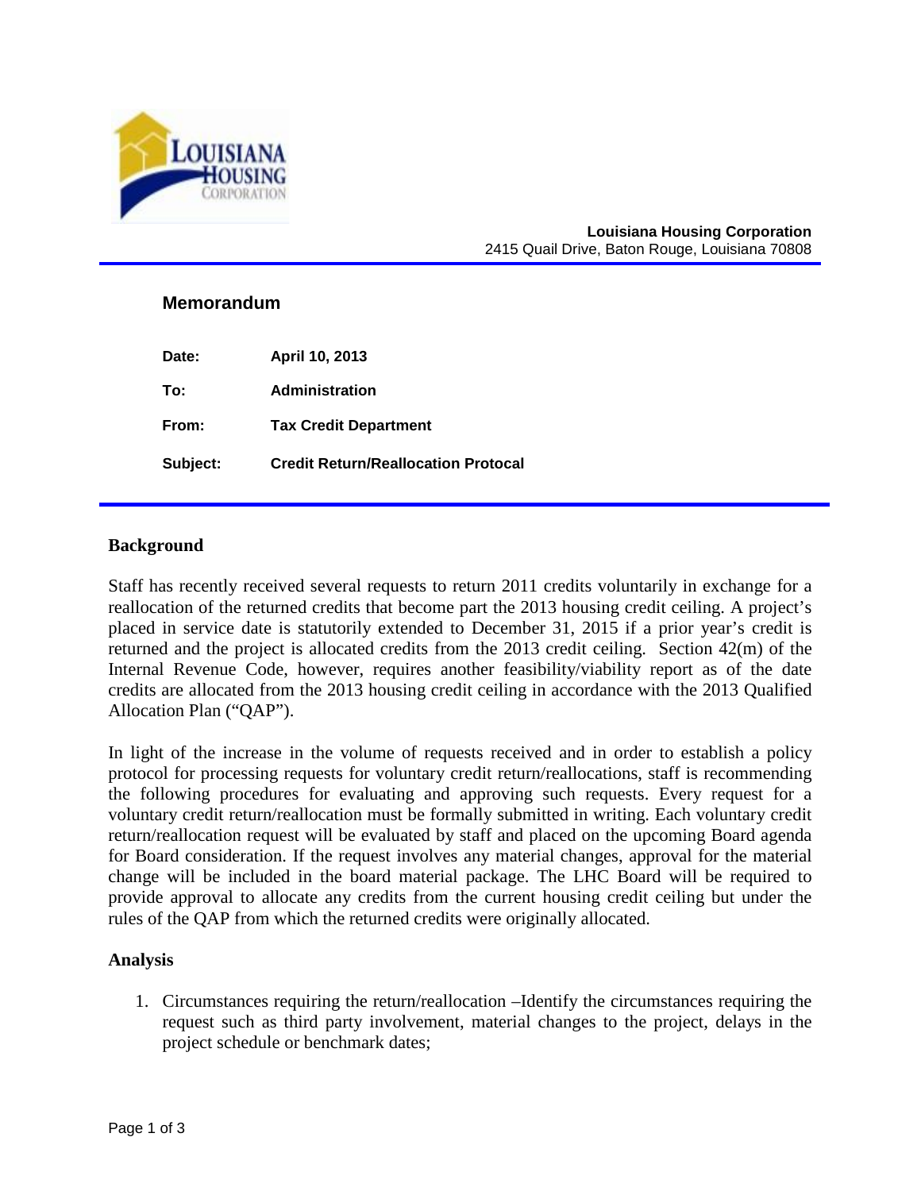**Louisiana Housing Corporation**
2415 Quail Drive, Baton Rouge, Louisiana 70808

## Memorandum

**Date:** April 10, 2013

**To:** Administration

**From:** Tax Credit Department

**Subject:** Credit Return/Reallocation Protocal

## Background

Staff has recently received several requests to return 2011 credits voluntarily in exchange for a reallocation of the returned credits that become part the 2013 housing credit ceiling. A project's placed in service date is statutorily extended to December 31, 2015 if a prior year's credit is returned and the project is allocated credits from the 2013 credit ceiling. Section 42(m) of the Internal Revenue Code, however, requires another feasibility/viability report as of the date credits are allocated from the 2013 housing credit ceiling in accordance with the 2013 Qualified Allocation Plan ("QAP").

In light of the increase in the volume of requests received and in order to establish a policy protocol for processing requests for voluntary credit return/reallocations, staff is recommending the following procedures for evaluating and approving such requests. Every request for a voluntary credit return/reallocation must be formally submitted in writing. Each voluntary credit return/reallocation request will be evaluated by staff and placed on the upcoming Board agenda for Board consideration. If the request involves any material changes, approval for the material change will be included in the board material package. The LHC Board will be required to provide approval to allocate any credits from the current housing credit ceiling but under the rules of the QAP from which the returned credits were originally allocated.

## Analysis

1. Circumstances requiring the return/reallocation –Identify the circumstances requiring the request such as third party involvement, material changes to the project, delays in the project schedule or benchmark dates;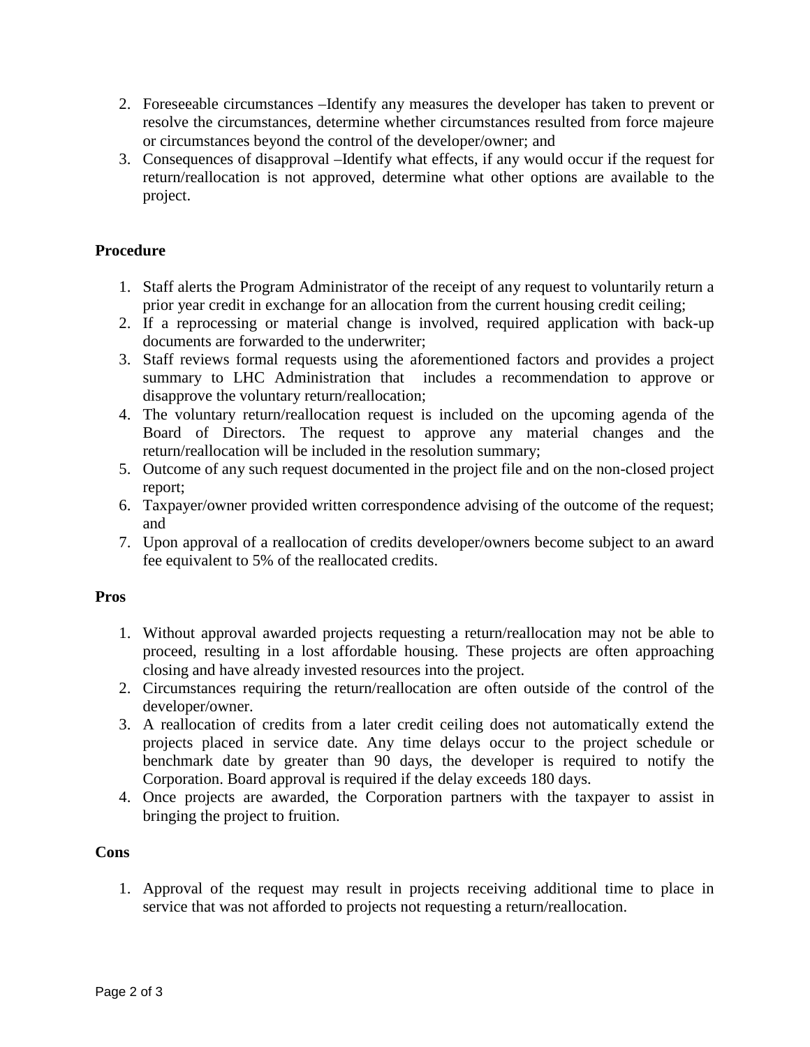2. Foreseeable circumstances –Identify any measures the developer has taken to prevent or resolve the circumstances, determine whether circumstances resulted from force majeure or circumstances beyond the control of the developer/owner; and
3. Consequences of disapproval –Identify what effects, if any would occur if the request for return/reallocation is not approved, determine what other options are available to the project.

**Procedure**

1. Staff alerts the Program Administrator of the receipt of any request to voluntarily return a prior year credit in exchange for an allocation from the current housing credit ceiling;
2. If a reprocessing or material change is involved, required application with back-up documents are forwarded to the underwriter;
3. Staff reviews formal requests using the aforementioned factors and provides a project summary to LHC Administration that includes a recommendation to approve or disapprove the voluntary return/reallocation;
4. The voluntary return/reallocation request is included on the upcoming agenda of the Board of Directors. The request to approve any material changes and the return/reallocation will be included in the resolution summary;
5. Outcome of any such request documented in the project file and on the non-closed project report;
6. Taxpayer/owner provided written correspondence advising of the outcome of the request; and
7. Upon approval of a reallocation of credits developer/owners become subject to an award fee equivalent to 5% of the reallocated credits.

**Pros**

1. Without approval awarded projects requesting a return/reallocation may not be able to proceed, resulting in a lost affordable housing. These projects are often approaching closing and have already invested resources into the project.
2. Circumstances requiring the return/reallocation are often outside of the control of the developer/owner.
3. A reallocation of credits from a later credit ceiling does not automatically extend the projects placed in service date. Any time delays occur to the project schedule or benchmark date by greater than 90 days, the developer is required to notify the Corporation. Board approval is required if the delay exceeds 180 days.
4. Once projects are awarded, the Corporation partners with the taxpayer to assist in bringing the project to fruition.

**Cons**

1. Approval of the request may result in projects receiving additional time to place in service that was not afforded to projects not requesting a return/reallocation.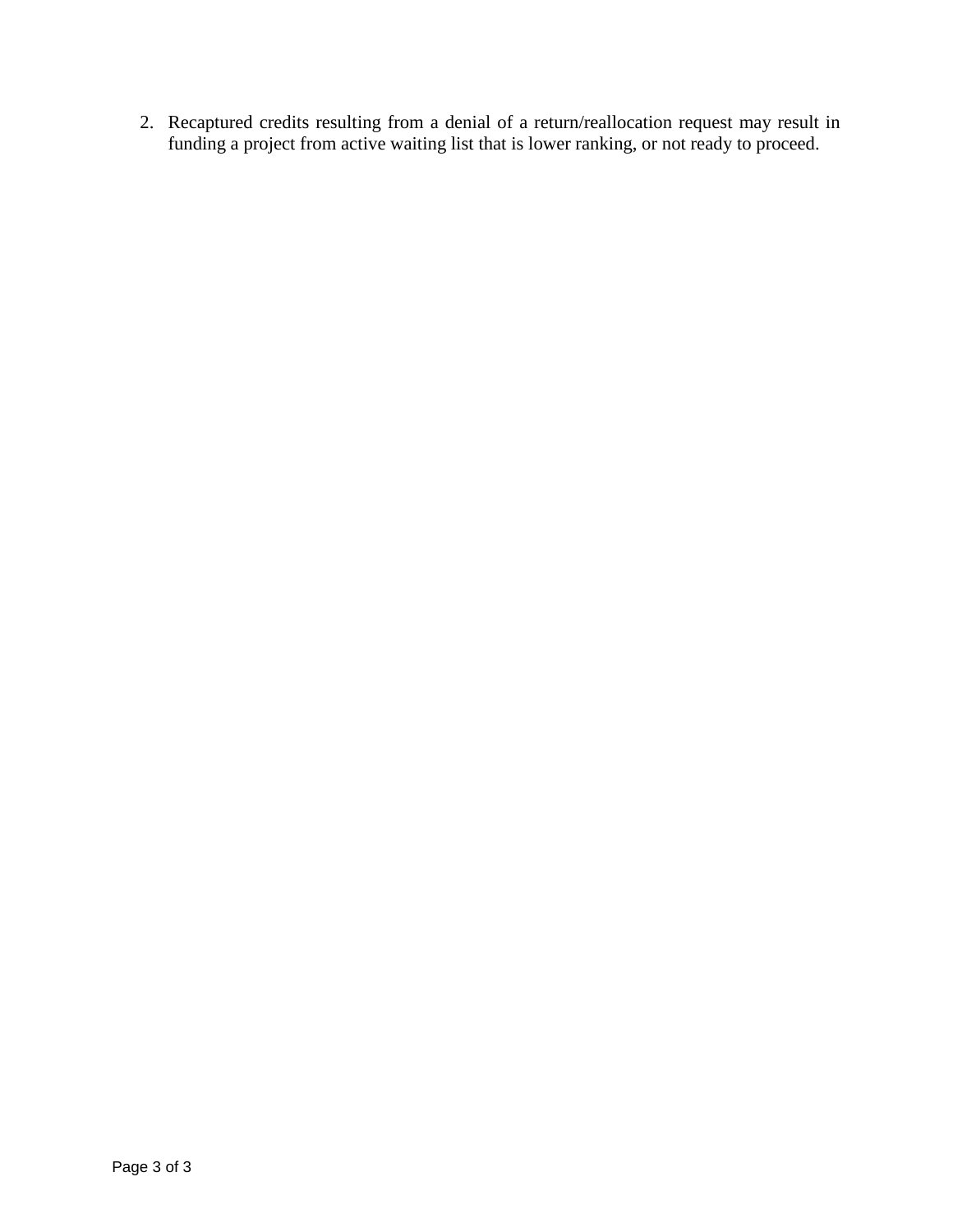2. Recaptured credits resulting from a denial of a return/reallocation request may result in funding a project from active waiting list that is lower ranking, or not ready to proceed.